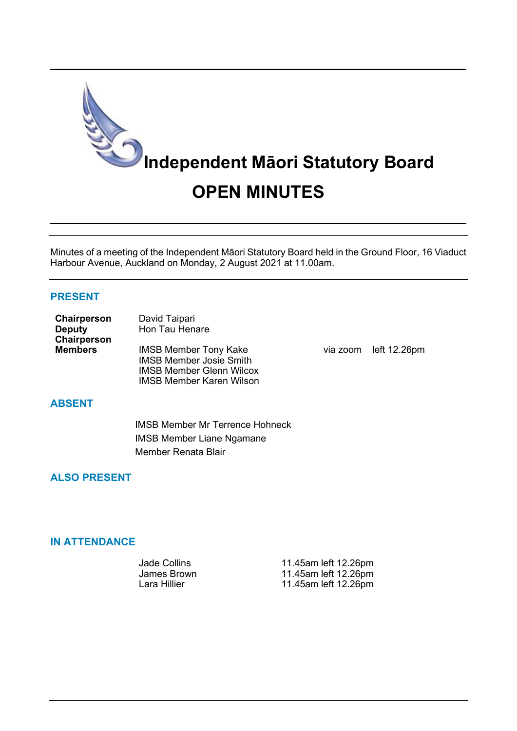# Independent Māori Statutory Board

# OPEN MINUTES

Minutes of a meeting of the Independent Māori Statutory Board held in the Ground Floor, 16 Viaduct Harbour Avenue, Auckland on Monday, 2 August 2021 at 11.00am.

## PRESENT

| | | | |
|---|---|---|---|
| **Chairperson** | David Taipari | | |
| **Deputy Chairperson** | Hon Tau Henare | | |
| **Members** | IMSB Member Tony Kake | via zoom | left 12.26pm |
| | IMSB Member Josie Smith | | |
| | IMSB Member Glenn Wilcox | | |
| | IMSB Member Karen Wilson | | |

## ABSENT

IMSB Member Mr Terrence Hohneck
IMSB Member Liane Ngamane
Member Renata Blair

## ALSO PRESENT

## IN ATTENDANCE

| | |
|---|---|
| Jade Collins | 11.45am left 12.26pm |
| James Brown | 11.45am left 12.26pm |
| Lara Hillier | 11.45am left 12.26pm |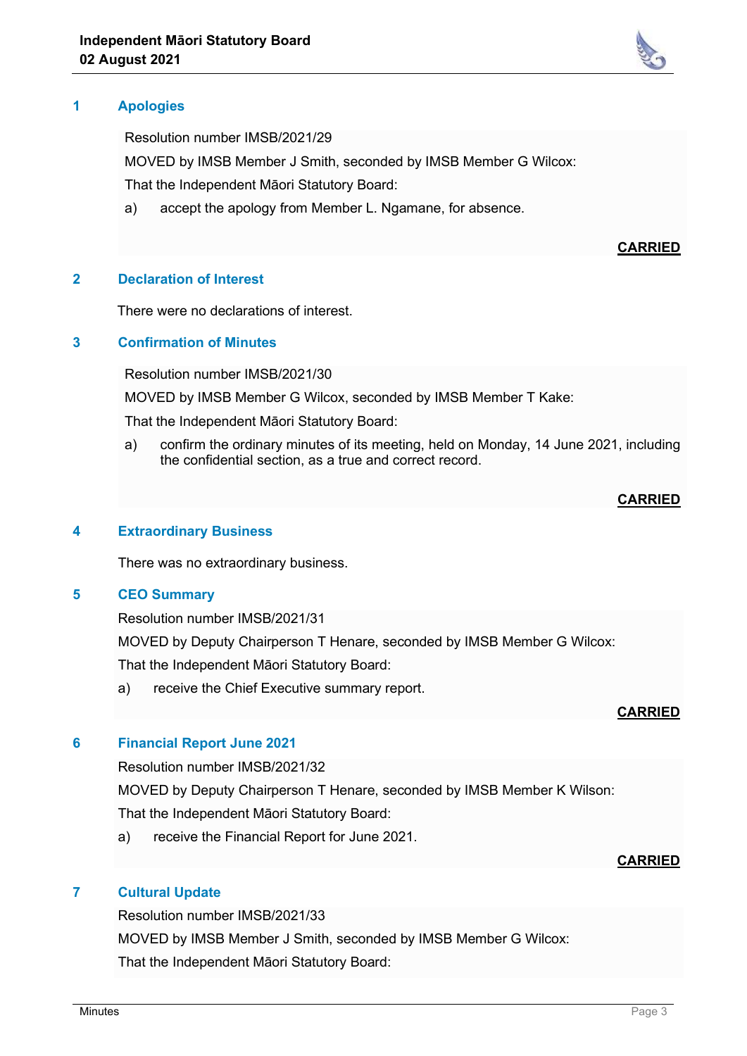## 1 Apologies

Resolution number IMSB/2021/29

MOVED by IMSB Member J Smith, seconded by IMSB Member G Wilcox:

That the Independent Māori Statutory Board:

a) accept the apology from Member L. Ngamane, for absence.

**CARRIED**

## 2 Declaration of Interest

There were no declarations of interest.

## 3 Confirmation of Minutes

Resolution number IMSB/2021/30

MOVED by IMSB Member G Wilcox, seconded by IMSB Member T Kake:

That the Independent Māori Statutory Board:

a) confirm the ordinary minutes of its meeting, held on Monday, 14 June 2021, including the confidential section, as a true and correct record.

**CARRIED**

## 4 Extraordinary Business

There was no extraordinary business.

## 5 CEO Summary

Resolution number IMSB/2021/31

MOVED by Deputy Chairperson T Henare, seconded by IMSB Member G Wilcox:

That the Independent Māori Statutory Board:

a) receive the Chief Executive summary report.

**CARRIED**

## 6 Financial Report June 2021

Resolution number IMSB/2021/32

MOVED by Deputy Chairperson T Henare, seconded by IMSB Member K Wilson:

That the Independent Māori Statutory Board:

a) receive the Financial Report for June 2021.

**CARRIED**

## 7 Cultural Update

Resolution number IMSB/2021/33

MOVED by IMSB Member J Smith, seconded by IMSB Member G Wilcox:

That the Independent Māori Statutory Board: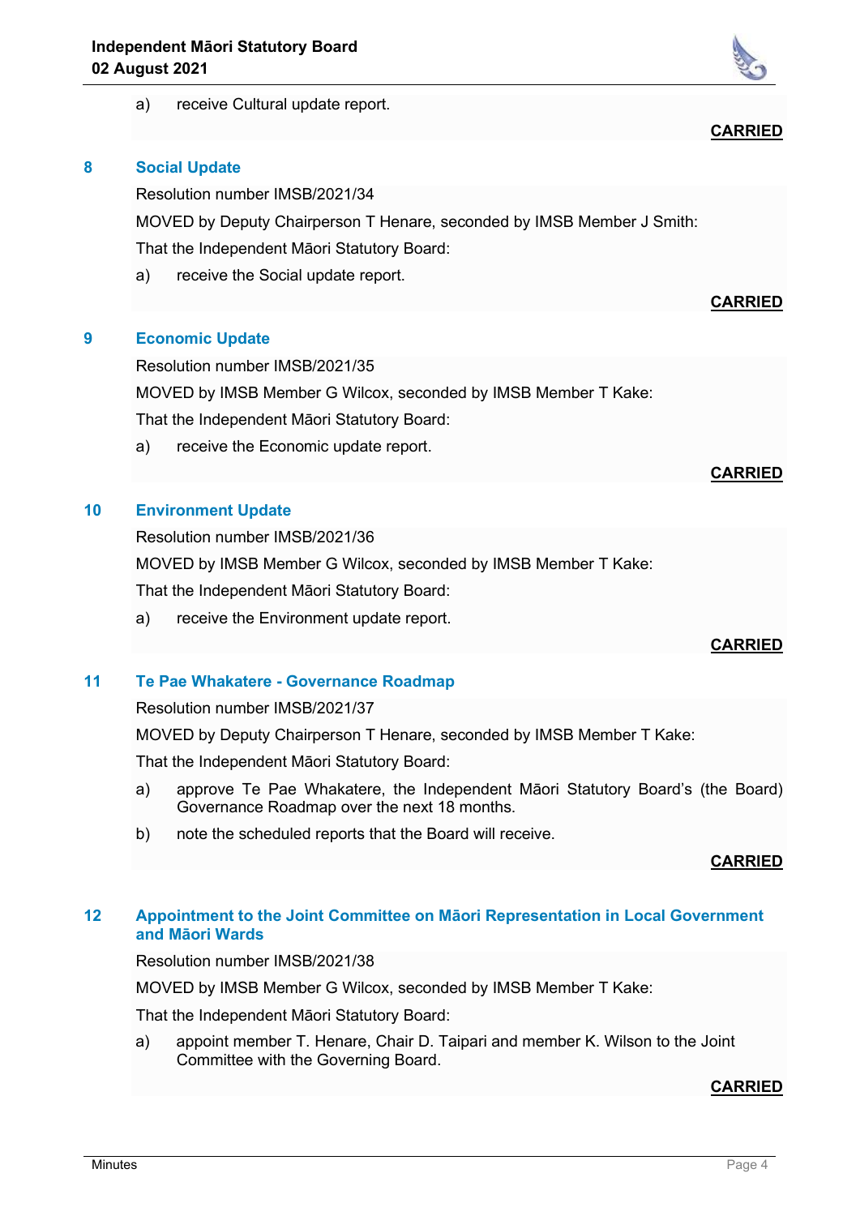a) receive Cultural update report.

**CARRIED**

## 8 Social Update

Resolution number IMSB/2021/34

MOVED by Deputy Chairperson T Henare, seconded by IMSB Member J Smith:

That the Independent Māori Statutory Board:

a) receive the Social update report.

**CARRIED**

## 9 Economic Update

Resolution number IMSB/2021/35

MOVED by IMSB Member G Wilcox, seconded by IMSB Member T Kake:

That the Independent Māori Statutory Board:

a) receive the Economic update report.

**CARRIED**

## 10 Environment Update

Resolution number IMSB/2021/36

MOVED by IMSB Member G Wilcox, seconded by IMSB Member T Kake:

That the Independent Māori Statutory Board:

a) receive the Environment update report.

**CARRIED**

## 11 Te Pae Whakatere - Governance Roadmap

Resolution number IMSB/2021/37

MOVED by Deputy Chairperson T Henare, seconded by IMSB Member T Kake:

That the Independent Māori Statutory Board:

a) approve Te Pae Whakatere, the Independent Māori Statutory Board's (the Board) Governance Roadmap over the next 18 months.

b) note the scheduled reports that the Board will receive.

**CARRIED**

## 12 Appointment to the Joint Committee on Māori Representation in Local Government and Māori Wards

Resolution number IMSB/2021/38

MOVED by IMSB Member G Wilcox, seconded by IMSB Member T Kake:

That the Independent Māori Statutory Board:

a) appoint member T. Henare, Chair D. Taipari and member K. Wilson to the Joint Committee with the Governing Board.

**CARRIED**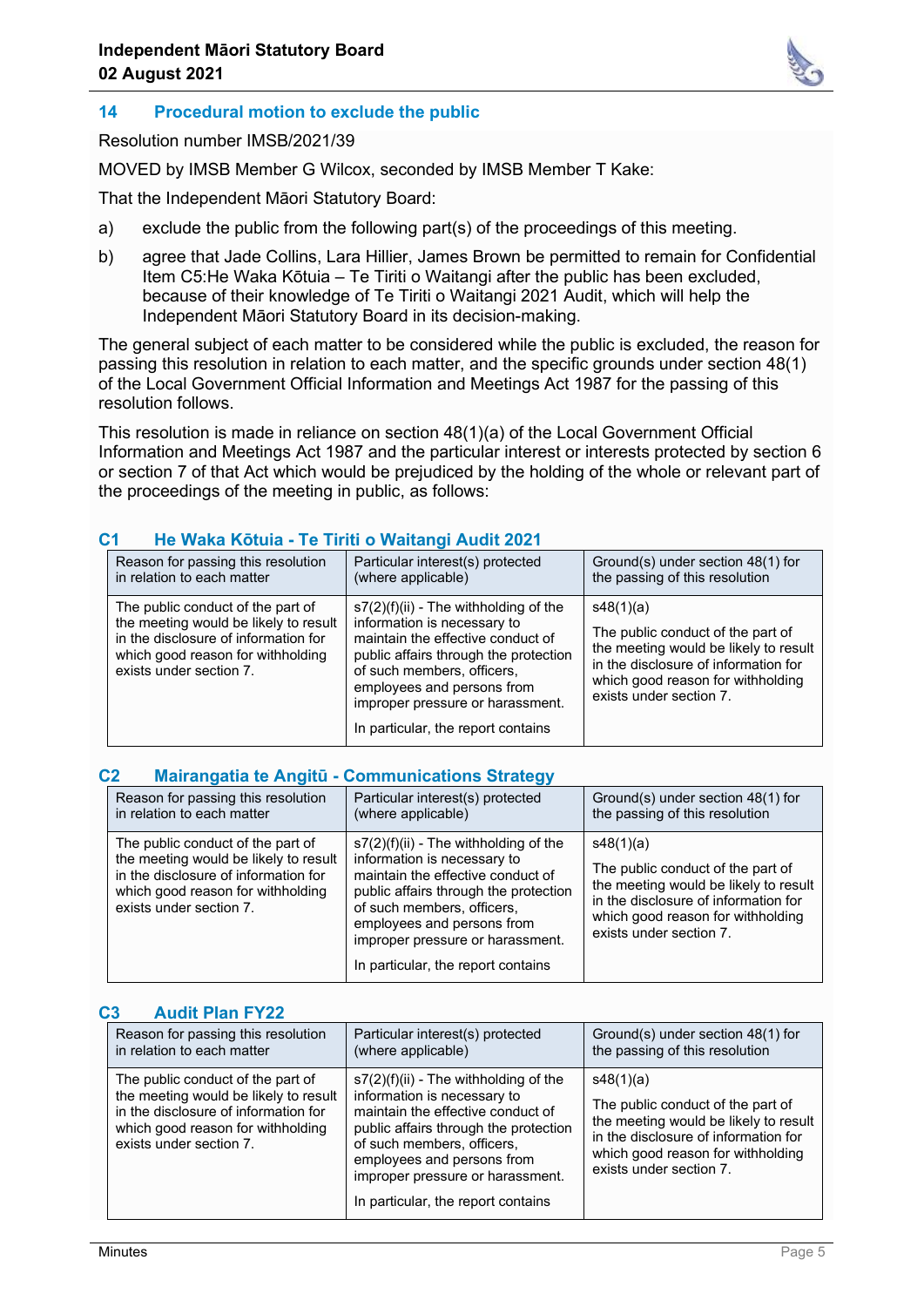## 14 Procedural motion to exclude the public

Resolution number IMSB/2021/39

MOVED by IMSB Member G Wilcox, seconded by IMSB Member T Kake:

That the Independent Māori Statutory Board:

a) exclude the public from the following part(s) of the proceedings of this meeting.

b) agree that Jade Collins, Lara Hillier, James Brown be permitted to remain for Confidential Item C5:He Waka Kōtuia – Te Tiriti o Waitangi after the public has been excluded, because of their knowledge of Te Tiriti o Waitangi 2021 Audit, which will help the Independent Māori Statutory Board in its decision-making.

The general subject of each matter to be considered while the public is excluded, the reason for passing this resolution in relation to each matter, and the specific grounds under section 48(1) of the Local Government Official Information and Meetings Act 1987 for the passing of this resolution follows.

This resolution is made in reliance on section 48(1)(a) of the Local Government Official Information and Meetings Act 1987 and the particular interest or interests protected by section 6 or section 7 of that Act which would be prejudiced by the holding of the whole or relevant part of the proceedings of the meeting in public, as follows:

### C1 He Waka Kōtuia - Te Tiriti o Waitangi Audit 2021

| Reason for passing this resolution in relation to each matter | Particular interest(s) protected (where applicable) | Ground(s) under section 48(1) for the passing of this resolution |
|---|---|---|
| The public conduct of the part of the meeting would be likely to result in the disclosure of information for which good reason for withholding exists under section 7. | s7(2)(f)(ii) - The withholding of the information is necessary to maintain the effective conduct of public affairs through the protection of such members, officers, employees and persons from improper pressure or harassment.<br><br>In particular, the report contains | s48(1)(a)<br><br>The public conduct of the part of the meeting would be likely to result in the disclosure of information for which good reason for withholding exists under section 7. |

### C2 Mairangatia te Angitū - Communications Strategy

| Reason for passing this resolution in relation to each matter | Particular interest(s) protected (where applicable) | Ground(s) under section 48(1) for the passing of this resolution |
|---|---|---|
| The public conduct of the part of the meeting would be likely to result in the disclosure of information for which good reason for withholding exists under section 7. | s7(2)(f)(ii) - The withholding of the information is necessary to maintain the effective conduct of public affairs through the protection of such members, officers, employees and persons from improper pressure or harassment.<br><br>In particular, the report contains | s48(1)(a)<br><br>The public conduct of the part of the meeting would be likely to result in the disclosure of information for which good reason for withholding exists under section 7. |

### C3 Audit Plan FY22

| Reason for passing this resolution in relation to each matter | Particular interest(s) protected (where applicable) | Ground(s) under section 48(1) for the passing of this resolution |
|---|---|---|
| The public conduct of the part of the meeting would be likely to result in the disclosure of information for which good reason for withholding exists under section 7. | s7(2)(f)(ii) - The withholding of the information is necessary to maintain the effective conduct of public affairs through the protection of such members, officers, employees and persons from improper pressure or harassment.<br><br>In particular, the report contains | s48(1)(a)<br><br>The public conduct of the part of the meeting would be likely to result in the disclosure of information for which good reason for withholding exists under section 7. |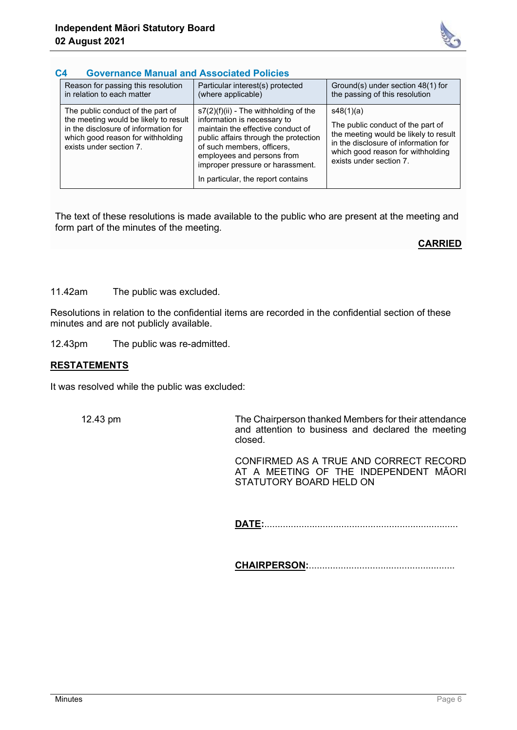### C4 Governance Manual and Associated Policies

| Reason for passing this resolution in relation to each matter | Particular interest(s) protected (where applicable) | Ground(s) under section 48(1) for the passing of this resolution |
| --- | --- | --- |
| The public conduct of the part of the meeting would be likely to result in the disclosure of information for which good reason for withholding exists under section 7. | s7(2)(f)(ii) - The withholding of the information is necessary to maintain the effective conduct of public affairs through the protection of such members, officers, employees and persons from improper pressure or harassment.<br><br>In particular, the report contains | s48(1)(a)<br><br>The public conduct of the part of the meeting would be likely to result in the disclosure of information for which good reason for withholding exists under section 7. |

The text of these resolutions is made available to the public who are present at the meeting and form part of the minutes of the meeting.

**CARRIED**

11.42am The public was excluded.

Resolutions in relation to the confidential items are recorded in the confidential section of these minutes and are not publicly available.

12.43pm The public was re-admitted.

**RESTATEMENTS**

It was resolved while the public was excluded:

12.43 pm The Chairperson thanked Members for their attendance and attention to business and declared the meeting closed.

CONFIRMED AS A TRUE AND CORRECT RECORD AT A MEETING OF THE INDEPENDENT MĀORI STATUTORY BOARD HELD ON

**DATE:**.........................................................................

**CHAIRPERSON:**.......................................................